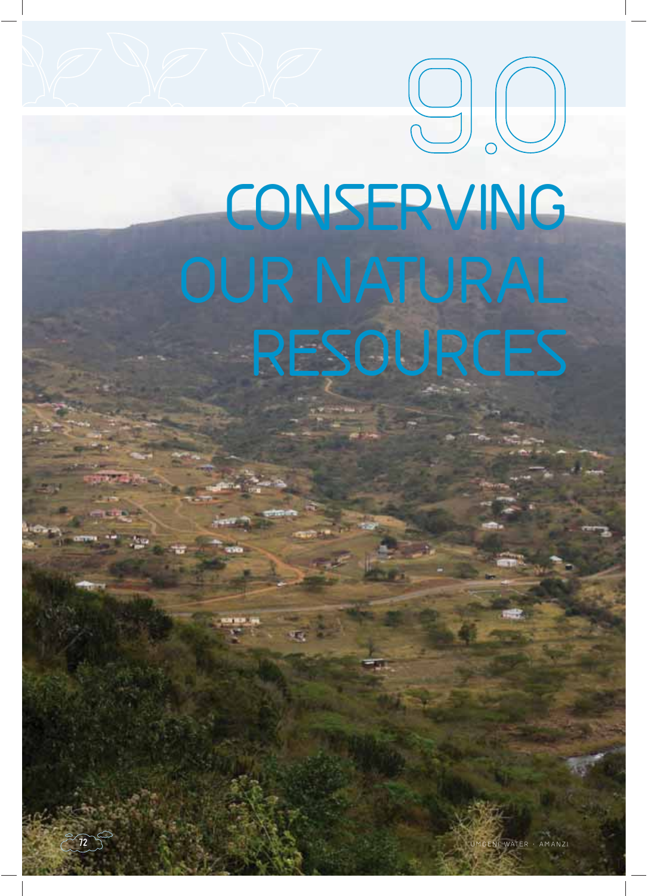# 9.0 CONSERVING OUR NATURAL RESOURCES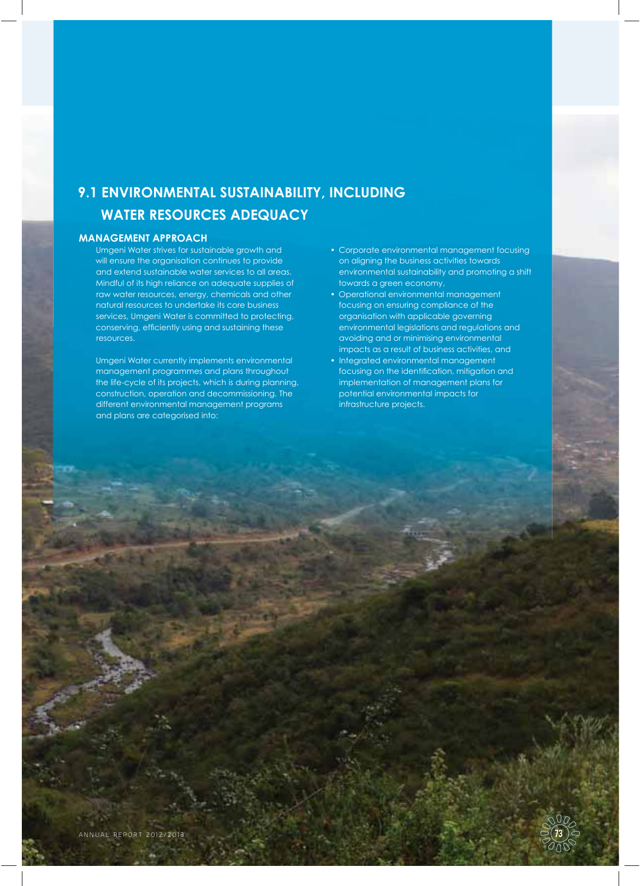## 9.1 ENVIRONMENTAL SUSTAINABILITY, INCLUDING WATER RESOURCES ADEQUACY

### MANAGEMENT APPROACH

Umgeni Water strives for sustainable growth and will ensure the organisation continues to provide and extend sustainable water services to all areas. Mindful of its high reliance on adequate supplies of raw water resources, energy, chemicals and other natural resources to undertake its core business services, Umgeni Water is committed to protecting, conserving, efficiently using and sustaining these resources.

Umgeni Water currently implements environmental management programmes and plans throughout the life-cycle of its projects, which is during planning, construction, operation and decommissioning. The different environmental management programs and plans are categorised into:

- Corporate environmental management focusing on aligning the business activities towards environmental sustainability and promoting a shift towards a green economy,
- Operational environmental management focusing on ensuring compliance of the organisation with applicable governing environmental legislations and regulations and avoiding and or minimising environmental impacts as a result of business activities, and
- Integrated environmental management focusing on the identification, mitigation and implementation of management plans for potential environmental impacts for infrastructure projects.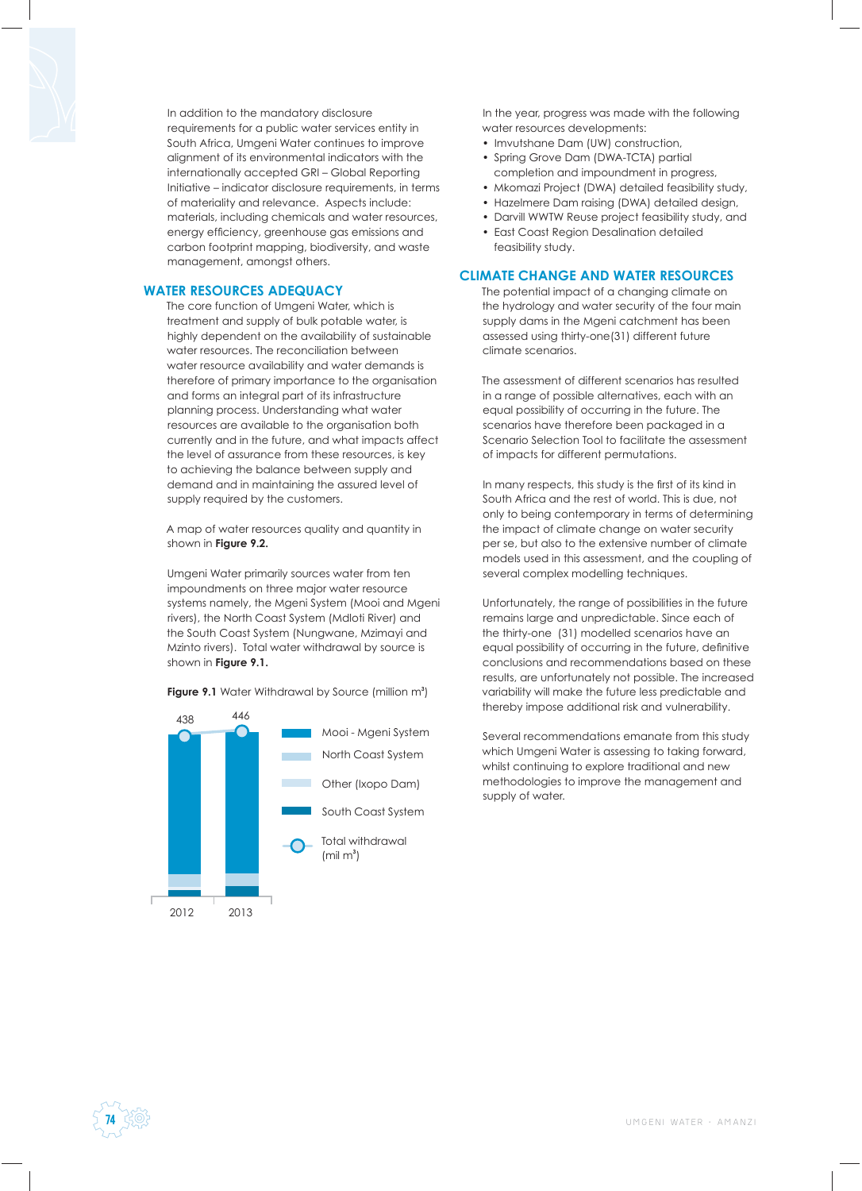In addition to the mandatory disclosure requirements for a public water services entity in South Africa, Umgeni Water continues to improve alignment of its environmental indicators with the internationally accepted GRI – Global Reporting Initiative – indicator disclosure requirements, in terms of materiality and relevance. Aspects include: materials, including chemicals and water resources, energy efficiency, greenhouse gas emissions and carbon footprint mapping, biodiversity, and waste management, amongst others.

## WATER RESOURCES ADEQUACY

The core function of Umgeni Water, which is treatment and supply of bulk potable water, is highly dependent on the availability of sustainable water resources. The reconciliation between water resource availability and water demands is therefore of primary importance to the organisation and forms an integral part of its infrastructure planning process. Understanding what water resources are available to the organisation both currently and in the future, and what impacts affect the level of assurance from these resources, is key to achieving the balance between supply and demand and in maintaining the assured level of supply required by the customers.

A map of water resources quality and quantity in shown in **Figure 9.2.**

Umgeni Water primarily sources water from ten impoundments on three major water resource systems namely, the Mgeni System (Mooi and Mgeni rivers), the North Coast System (Mdloti River) and the South Coast System (Nungwane, Mzimayi and Mzinto rivers). Total water withdrawal by source is shown in **Figure 9.1.**

**Figure 9.1** Water Withdrawal by Source (million m³)

| | 2012 | 2013 |
|---|---|---|
| Total withdrawal (mil m³) | 438 | 446 |

Legend: Mooi - Mgeni System; North Coast System; Other (Ixopo Dam); South Coast System; Total withdrawal (mil m³)

In the year, progress was made with the following water resources developments:

- Imvutshane Dam (UW) construction,
- Spring Grove Dam (DWA-TCTA) partial completion and impoundment in progress,
- Mkomazi Project (DWA) detailed feasibility study,
- Hazelmere Dam raising (DWA) detailed design,
- Darvill WWTW Reuse project feasibility study, and
- East Coast Region Desalination detailed feasibility study.

## CLIMATE CHANGE AND WATER RESOURCES

The potential impact of a changing climate on the hydrology and water security of the four main supply dams in the Mgeni catchment has been assessed using thirty-one(31) different future climate scenarios.

The assessment of different scenarios has resulted in a range of possible alternatives, each with an equal possibility of occurring in the future. The scenarios have therefore been packaged in a Scenario Selection Tool to facilitate the assessment of impacts for different permutations.

In many respects, this study is the first of its kind in South Africa and the rest of world. This is due, not only to being contemporary in terms of determining the impact of climate change on water security per se, but also to the extensive number of climate models used in this assessment, and the coupling of several complex modelling techniques.

Unfortunately, the range of possibilities in the future remains large and unpredictable. Since each of the thirty-one (31) modelled scenarios have an equal possibility of occurring in the future, definitive conclusions and recommendations based on these results, are unfortunately not possible. The increased variability will make the future less predictable and thereby impose additional risk and vulnerability.

Several recommendations emanate from this study which Umgeni Water is assessing to taking forward, whilst continuing to explore traditional and new methodologies to improve the management and supply of water.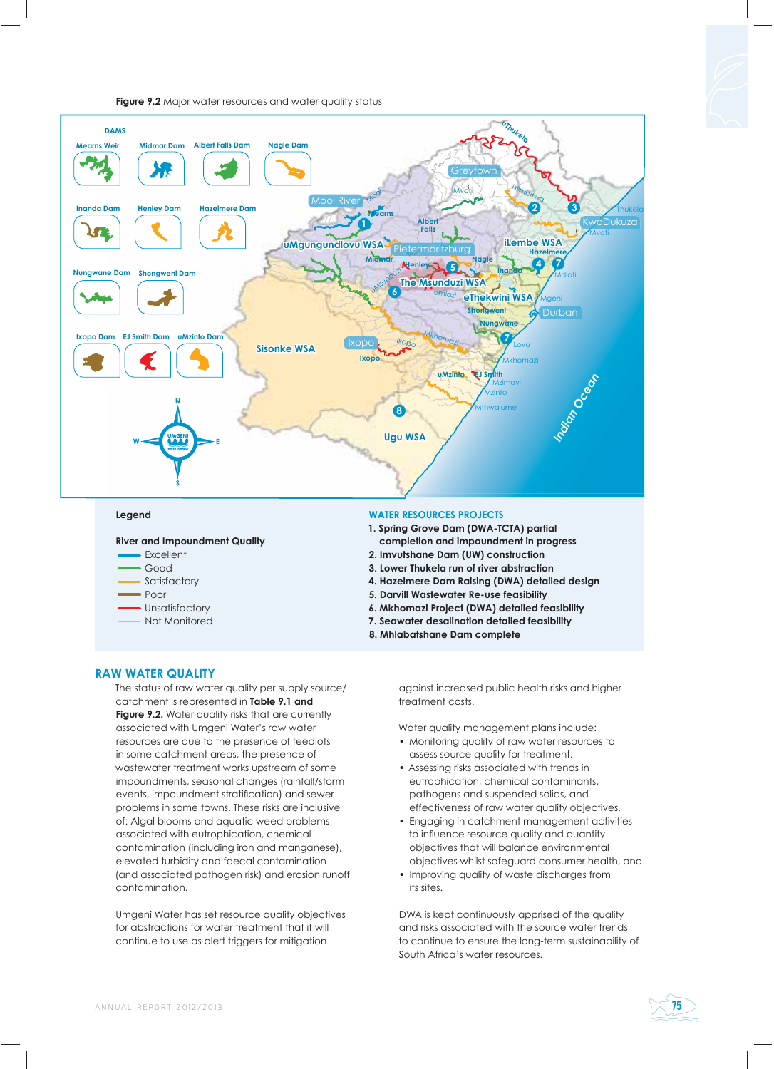**Figure 9.2** Major water resources and water quality status

**Legend**

**River and Impoundment Quality**

- Excellent
- Good
- Satisfactory
- Poor
- Unsatisfactory
- Not Monitored

**WATER RESOURCES PROJECTS**

1. **Spring Grove Dam (DWA-TCTA) partial completion and impoundment in progress**
2. **Imvutshane Dam (UW) construction**
3. **Lower Thukela run of river abstraction**
4. **Hazelmere Dam Raising (DWA) detailed design**
5. **Darvill Wastewater Re-use feasibility**
6. **Mkhomazi Project (DWA) detailed feasibility**
7. **Seawater desalination detailed feasibility**
8. **Mhlabatshane Dam complete**

## RAW WATER QUALITY

The status of raw water quality per supply source/ catchment is represented in **Table 9.1 and Figure 9.2.** Water quality risks that are currently associated with Umgeni Water's raw water resources are due to the presence of feedlots in some catchment areas, the presence of wastewater treatment works upstream of some impoundments, seasonal changes (rainfall/storm events, impoundment stratification) and sewer problems in some towns. These risks are inclusive of: Algal blooms and aquatic weed problems associated with eutrophication, chemical contamination (including iron and manganese), elevated turbidity and faecal contamination (and associated pathogen risk) and erosion runoff contamination.

Umgeni Water has set resource quality objectives for abstractions for water treatment that it will continue to use as alert triggers for mitigation against increased public health risks and higher treatment costs.

Water quality management plans include:

- Monitoring quality of raw water resources to assess source quality for treatment.
- Assessing risks associated with trends in eutrophication, chemical contaminants, pathogens and suspended solids, and effectiveness of raw water quality objectives,
- Engaging in catchment management activities to influence resource quality and quantity objectives that will balance environmental objectives whilst safeguard consumer health, and
- Improving quality of waste discharges from its sites.

DWA is kept continuously apprised of the quality and risks associated with the source water trends to continue to ensure the long-term sustainability of South Africa's water resources.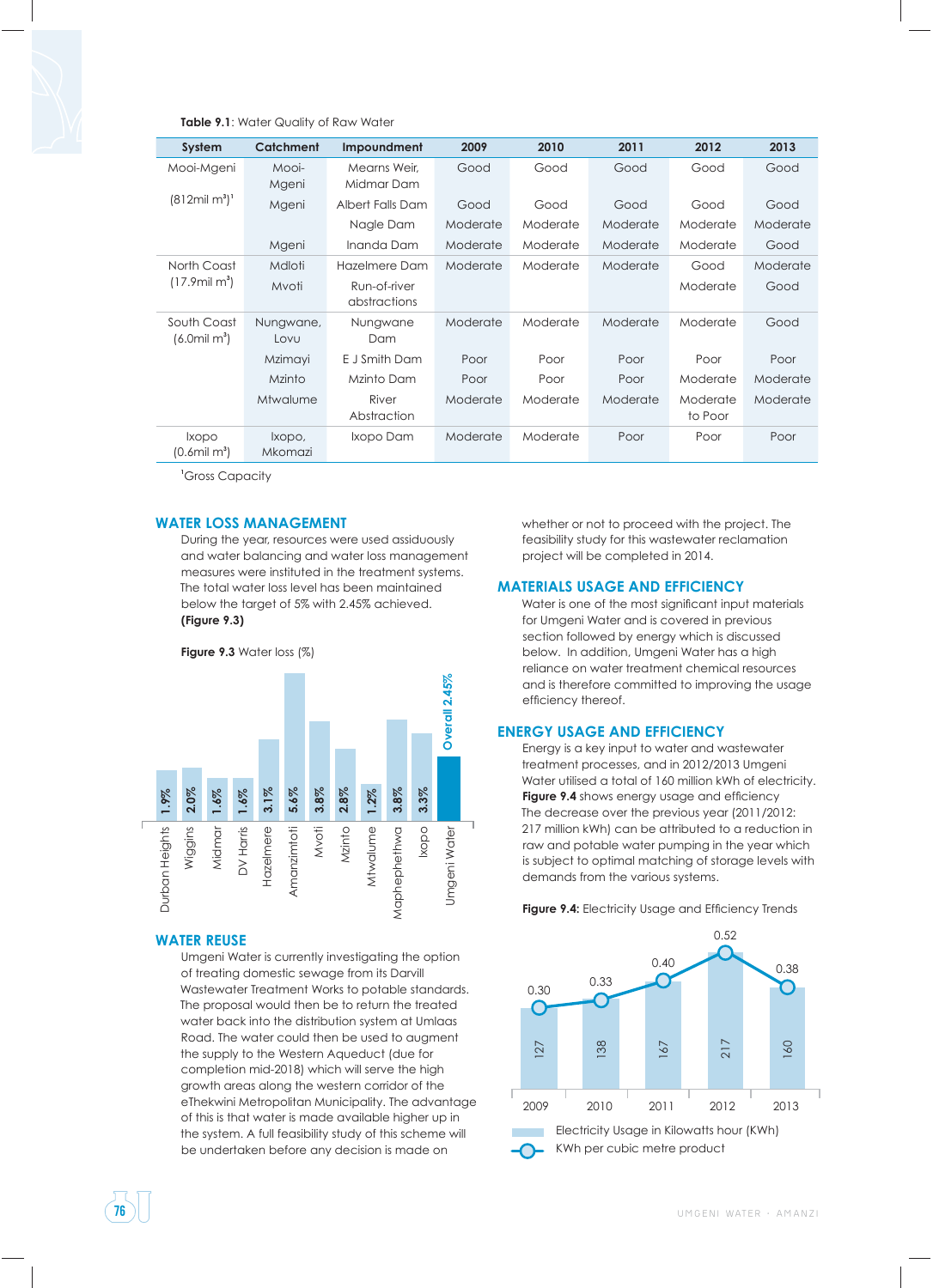**Table 9.1**: Water Quality of Raw Water

| System | Catchment | Impoundment | 2009 | 2010 | 2011 | 2012 | 2013 |
|---|---|---|---|---|---|---|---|
| Mooi-Mgeni | Mooi-Mgeni | Mearns Weir, Midmar Dam | Good | Good | Good | Good | Good |
| (812mil m³)[1] | Mgeni | Albert Falls Dam | Good | Good | Good | Good | Good |
| | | Nagle Dam | Moderate | Moderate | Moderate | Moderate | Moderate |
| | Mgeni | Inanda Dam | Moderate | Moderate | Moderate | Moderate | Good |
| North Coast (17.9mil m³) | Mdloti | Hazelmere Dam | Moderate | Moderate | Moderate | Good | Moderate |
| | Mvoti | Run-of-river abstractions | | | | Moderate | Good |
| South Coast (6.0mil m³) | Nungwane, Lovu | Nungwane Dam | Moderate | Moderate | Moderate | Moderate | Good |
| | Mzimayi | E J Smith Dam | Poor | Poor | Poor | Poor | Poor |
| | Mzinto | Mzinto Dam | Poor | Poor | Poor | Moderate | Moderate |
| | Mtwalume | River Abstraction | Moderate | Moderate | Moderate | Moderate to Poor | Moderate |
| Ixopo (0.6mil m³) | Ixopo, Mkomazi | Ixopo Dam | Moderate | Moderate | Poor | Poor | Poor |

[1]Gross Capacity

## WATER LOSS MANAGEMENT

During the year, resources were used assiduously and water balancing and water loss management measures were instituted in the treatment systems. The total water loss level has been maintained below the target of 5% with 2.45% achieved. **(Figure 9.3)**

**Figure 9.3** Water loss (%)

| Site | Water loss (%) |
|---|---|
| Durban Heights | 1.9% |
| Wiggins | 2.0% |
| Midmar | 1.6% |
| DV Harris | 1.6% |
| Hazelmere | 3.1% |
| Amanzimtoti | 5.6% |
| Mvoti | 3.8% |
| Mzinto | 2.8% |
| Mtwalume | 1.2% |
| Maphephethwa | 3.8% |
| Ixopo | 3.3% |
| Umgeni Water | Overall 2.45% |

## WATER REUSE

Umgeni Water is currently investigating the option of treating domestic sewage from its Darvill Wastewater Treatment Works to potable standards. The proposal would then be to return the treated water back into the distribution system at Umlaas Road. The water could then be used to augment the supply to the Western Aqueduct (due for completion mid-2018) which will serve the high growth areas along the western corridor of the eThekwini Metropolitan Municipality. The advantage of this is that water is made available higher up in the system. A full feasibility study of this scheme will be undertaken before any decision is made on whether or not to proceed with the project. The feasibility study for this wastewater reclamation project will be completed in 2014.

## MATERIALS USAGE AND EFFICIENCY

Water is one of the most significant input materials for Umgeni Water and is covered in previous section followed by energy which is discussed below. In addition, Umgeni Water has a high reliance on water treatment chemical resources and is therefore committed to improving the usage efficiency thereof.

## ENERGY USAGE AND EFFICIENCY

Energy is a key input to water and wastewater treatment processes, and in 2012/2013 Umgeni Water utilised a total of 160 million kWh of electricity. **Figure 9.4** shows energy usage and efficiency below. In addition, Umgeni Water has a high reliance. The decrease over the previous year (2011/2012: 217 million kWh) can be attributed to a reduction in raw and potable water pumping in the year which is subject to optimal matching of storage levels with demands from the various systems.

**Figure 9.4:** Electricity Usage and Efficiency Trends

| Year | Electricity Usage in Kilowatts hour (KWh) | KWh per cubic metre product |
|---|---|---|
| 2009 | 127 | 0.30 |
| 2010 | 138 | 0.33 |
| 2011 | 167 | 0.40 |
| 2012 | 217 | 0.52 |
| 2013 | 160 | 0.38 |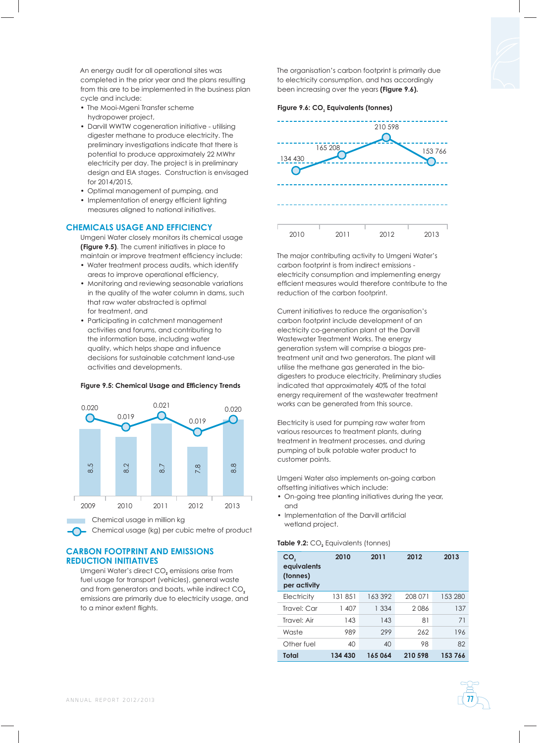An energy audit for all operational sites was completed in the prior year and the plans resulting from this are to be implemented in the business plan cycle and include:

- The Mooi-Mgeni Transfer scheme hydropower project,
- Darvill WWTW cogeneration initiative - utilising digester methane to produce electricity. The preliminary investigations indicate that there is potential to produce approximately 22 MWhr electricity per day. The project is in preliminary design and EIA stages. Construction is envisaged for 2014/2015,
- Optimal management of pumping, and
- Implementation of energy efficient lighting measures aligned to national initiatives.

## CHEMICALS USAGE AND EFFICIENCY

Umgeni Water closely monitors its chemical usage **(Figure 9.5)**. The current initiatives in place to maintain or improve treatment efficiency include:

- Water treatment process audits, which identify areas to improve operational efficiency,
- Monitoring and reviewing seasonable variations in the quality of the water column in dams, such that raw water abstracted is optimal for treatment, and
- Participating in catchment management activities and forums, and contributing to the information base, including water quality, which helps shape and influence decisions for sustainable catchment land-use activities and developments.

**Figure 9.5: Chemical Usage and Efficiency Trends**

| Year | Chemical usage in million kg | Chemical usage (kg) per cubic metre of product |
|---|---|---|
| 2009 | 8.5 | 0.020 |
| 2010 | 8.2 | 0.019 |
| 2011 | 8.7 | 0.021 |
| 2012 | 7.8 | 0.019 |
| 2013 | 8.8 | 0.020 |

## CARBON FOOTPRINT AND EMISSIONS REDUCTION INITIATIVES

Umgeni Water's direct $CO_2$ emissions arise from fuel usage for transport (vehicles), general waste and from generators and boats, while indirect $CO_2$ emissions are primarily due to electricity usage, and to a minor extent flights.

The organisation's carbon footprint is primarily due to electricity consumption, and has accordingly been increasing over the years **(Figure 9.6).**

**Figure 9.6: $CO_2$ Equivalents (tonnes)**

| Year | $CO_2$ Equivalents (tonnes) |
|---|---|
| 2010 | 134 430 |
| 2011 | 165 208 |
| 2012 | 210 598 |
| 2013 | 153 766 |

The major contributing activity to Umgeni Water's carbon footprint is from indirect emissions - electricity consumption and implementing energy efficient measures would therefore contribute to the reduction of the carbon footprint.

Current initiatives to reduce the organisation's carbon footprint include development of an electricity co-generation plant at the Darvill Wastewater Treatment Works. The energy generation system will comprise a biogas pre-treatment unit and two generators. The plant will utilise the methane gas generated in the bio-digesters to produce electricity. Preliminary studies indicated that approximately 40% of the total energy requirement of the wastewater treatment works can be generated from this source.

Electricity is used for pumping raw water from various resources to treatment plants, during treatment in treatment processes, and during pumping of bulk potable water product to customer points.

Umgeni Water also implements on-going carbon offsetting initiatives which include:

- On-going tree planting initiatives during the year, and
- Implementation of the Darvill artificial wetland project.

**Table 9.2:** $CO_2$ Equivalents (tonnes)

| $CO_2$ equivalents (tonnes) per activity | 2010 | 2011 | 2012 | 2013 |
|---|---|---|---|---|
| Electricity | 131 851 | 163 392 | 208 071 | 153 280 |
| Travel: Car | 1 407 | 1 334 | 2 086 | 137 |
| Travel: Air | 143 | 143 | 81 | 71 |
| Waste | 989 | 299 | 262 | 196 |
| Other fuel | 40 | 40 | 98 | 82 |
| **Total** | **134 430** | **165 064** | **210 598** | **153 766** |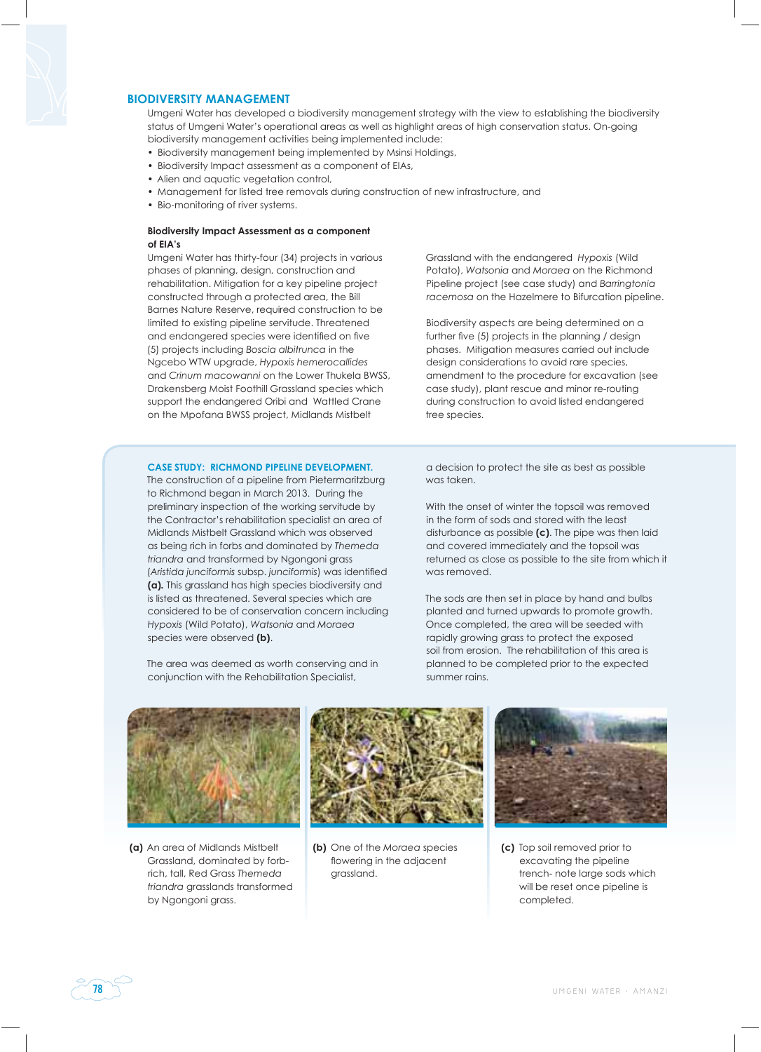## BIODIVERSITY MANAGEMENT

Umgeni Water has developed a biodiversity management strategy with the view to establishing the biodiversity status of Umgeni Water's operational areas as well as highlight areas of high conservation status. On-going biodiversity management activities being implemented include:

- Biodiversity management being implemented by Msinsi Holdings,
- Biodiversity Impact assessment as a component of EIAs,
- Alien and aquatic vegetation control,
- Management for listed tree removals during construction of new infrastructure, and
- Bio-monitoring of river systems.

### Biodiversity Impact Assessment as a component of EIA's

Umgeni Water has thirty-four (34) projects in various phases of planning, design, construction and rehabilitation. Mitigation for a key pipeline project constructed through a protected area, the Bill Barnes Nature Reserve, required construction to be limited to existing pipeline servitude. Threatened and endangered species were identified on five (5) projects including *Boscia albitrunca* in the Ngcebo WTW upgrade, *Hypoxis hemerocallides* and *Crinum macowanni* on the Lower Thukela BWSS, Drakensberg Moist Foothill Grassland species which support the endangered Oribi and Wattled Crane on the Mpofana BWSS project, Midlands Mistbelt Grassland with the endangered *Hypoxis* (Wild Potato), *Watsonia* and *Moraea* on the Richmond Pipeline project (see case study) and *Barringtonia racemosa* on the Hazelmere to Bifurcation pipeline.

Biodiversity aspects are being determined on a further five (5) projects in the planning / design phases. Mitigation measures carried out include design considerations to avoid rare species, amendment to the procedure for excavation (see case study), plant rescue and minor re-routing during construction to avoid listed endangered tree species.

### CASE STUDY: RICHMOND PIPELINE DEVELOPMENT.

The construction of a pipeline from Pietermaritzburg to Richmond began in March 2013. During the preliminary inspection of the working servitude by the Contractor's rehabilitation specialist an area of Midlands Mistbelt Grassland which was observed as being rich in forbs and dominated by *Themeda triandra* and transformed by Ngongoni grass (*Aristida junciformis* subsp. *junciformis*) was identified **(a).** This grassland has high species biodiversity and is listed as threatened. Several species which are considered to be of conservation concern including *Hypoxis* (Wild Potato), *Watsonia* and *Moraea* species were observed **(b)**.

The area was deemed as worth conserving and in conjunction with the Rehabilitation Specialist, a decision to protect the site as best as possible was taken.

With the onset of winter the topsoil was removed in the form of sods and stored with the least disturbance as possible **(c)**. The pipe was then laid and covered immediately and the topsoil was returned as close as possible to the site from which it was removed.

The sods are then set in place by hand and bulbs planted and turned upwards to promote growth. Once completed, the area will be seeded with rapidly growing grass to protect the exposed soil from erosion. The rehabilitation of this area is planned to be completed prior to the expected summer rains.

**(a)** An area of Midlands Mistbelt Grassland, dominated by forb-rich, tall, Red Grass *Themeda triandra* grasslands transformed by Ngongoni grass.

**(b)** One of the *Moraea* species flowering in the adjacent grassland.

**(c)** Top soil removed prior to excavating the pipeline trench- note large sods which will be reset once pipeline is completed.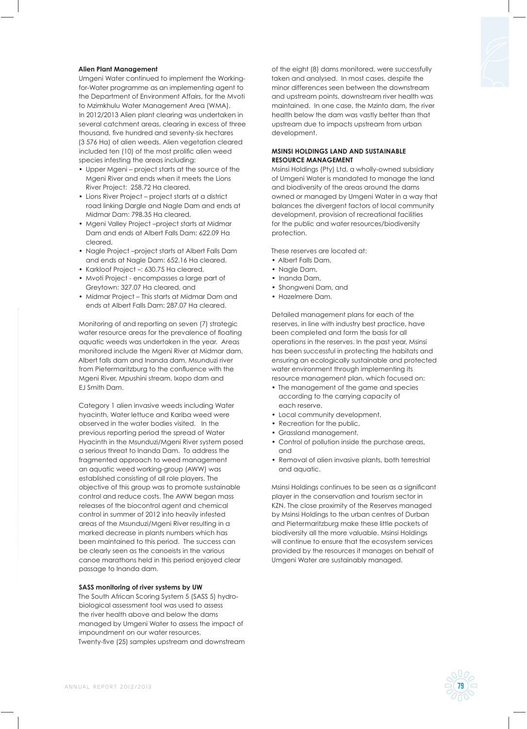### Alien Plant Management

Umgeni Water continued to implement the Working-for-Water programme as an implementing agent to the Department of Environment Affairs, for the Mvoti to Mzimkhulu Water Management Area (WMA). In 2012/2013 Alien plant clearing was undertaken in several catchment areas, clearing in excess of three thousand, five hundred and seventy-six hectares (3 576 Ha) of alien weeds. Alien vegetation cleared included ten (10) of the most prolific alien weed species infesting the areas including:

- Upper Mgeni – project starts at the source of the Mgeni River and ends when it meets the Lions River Project: 258.72 Ha cleared,
- Lions River Project – project starts at a district road linking Dargle and Nagle Dam and ends at Midmar Dam: 798.35 Ha cleared,
- Mgeni Valley Project –project starts at Midmar Dam and ends at Albert Falls Dam: 622.09 Ha cleared,
- Nagle Project –project starts at Albert Falls Dam and ends at Nagle Dam: 652.16 Ha cleared.
- Karkloof Project –: 630.75 Ha cleared,
- Mvoti Project - encompasses a large part of Greytown: 327.07 Ha cleared, and
- Midmar Project – This starts at Midmar Dam and ends at Albert Falls Dam: 287.07 Ha cleared.

Monitoring of and reporting on seven (7) strategic water resource areas for the prevalence of floating aquatic weeds was undertaken in the year. Areas monitored include the Mgeni River at Midmar dam, Albert falls dam and Inanda dam, Msunduzi river from Pietermaritzburg to the confluence with the Mgeni River, Mpushini stream, Ixopo dam and EJ Smith Dam.

Category 1 alien invasive weeds including Water hyacinth, Water lettuce and Kariba weed were observed in the water bodies visited. In the previous reporting period the spread of Water Hyacinth in the Msunduzi/Mgeni River system posed a serious threat to Inanda Dam. To address the fragmented approach to weed management an aquatic weed working-group (AWW) was established consisting of all role players. The objective of this group was to promote sustainable control and reduce costs. The AWW began mass releases of the biocontrol agent and chemical control in summer of 2012 into heavily infested areas of the Msunduzi/Mgeni River resulting in a marked decrease in plants numbers which has been maintained to this period. The success can be clearly seen as the canoeists in the various canoe marathons held in this period enjoyed clear passage to Inanda dam.

### SASS monitoring of river systems by UW

The South African Scoring System 5 (SASS 5) hydro-biological assessment tool was used to assess the river health above and below the dams managed by Umgeni Water to assess the impact of impoundment on our water resources. Twenty-five (25) samples upstream and downstream of the eight (8) dams monitored, were successfully taken and analysed. In most cases, despite the minor differences seen between the downstream and upstream points, downstream river health was maintained. In one case, the Mzinto dam, the river health below the dam was vastly better than that upstream due to impacts upstream from urban development.

### MSINSI HOLDINGS LAND AND SUSTAINABLE RESOURCE MANAGEMENT

Msinsi Holdings (Pty) Ltd, a wholly-owned subsidiary of Umgeni Water is mandated to manage the land and biodiversity of the areas around the dams owned or managed by Umgeni Water in a way that balances the divergent factors of local community development, provision of recreational facilities for the public and water resources/biodiversity protection.

These reserves are located at:

- Albert Falls Dam,
- Nagle Dam,
- Inanda Dam,
- Shongweni Dam, and
- Hazelmere Dam.

Detailed management plans for each of the reserves, in line with industry best practice, have been completed and form the basis for all operations in the reserves. In the past year, Msinsi has been successful in protecting the habitats and ensuring an ecologically sustainable and protected water environment through implementing its resource management plan, which focused on:

- The management of the game and species according to the carrying capacity of each reserve,
- Local community development,
- Recreation for the public,
- Grassland management,
- Control of pollution inside the purchase areas, and
- Removal of alien invasive plants, both terrestrial and aquatic.

Msinsi Holdings continues to be seen as a significant player in the conservation and tourism sector in KZN. The close proximity of the Reserves managed by Msinsi Holdings to the urban centres of Durban and Pietermaritzburg make these little pockets of biodiversity all the more valuable. Msinsi Holdings will continue to ensure that the ecosystem services provided by the resources it manages on behalf of Umgeni Water are sustainably managed.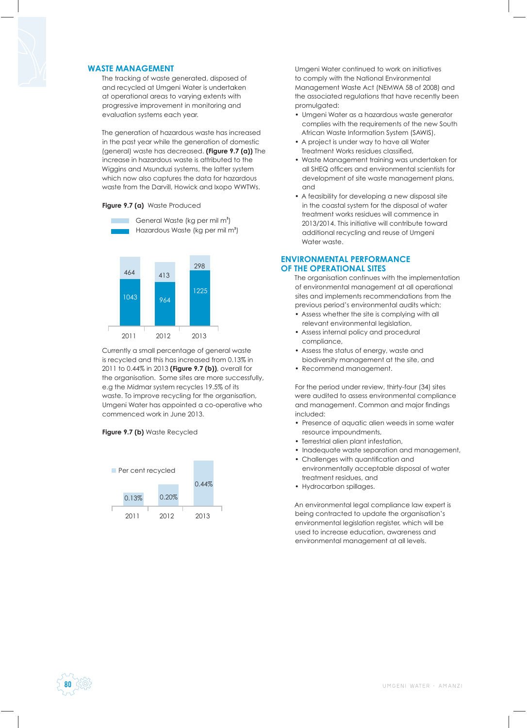## WASTE MANAGEMENT

The tracking of waste generated, disposed of and recycled at Umgeni Water is undertaken at operational areas to varying extents with progressive improvement in monitoring and evaluation systems each year.

The generation of hazardous waste has increased in the past year while the generation of domestic (general) waste has decreased. **(Figure 9.7 (a))** The increase in hazardous waste is attributed to the Wiggins and Msunduzi systems, the latter system which now also captures the data for hazardous waste from the Darvill, Howick and Ixopo WWTWs.

**Figure 9.7 (a)** Waste Produced

| Year | General Waste (kg per mil m³) | Hazardous Waste (kg per mil m³) |
|---|---|---|
| 2011 | 464 | 1043 |
| 2012 | 413 | 964 |
| 2013 | 298 | 1225 |

Currently a small percentage of general waste is recycled and this has increased from 0.13% in 2011 to 0.44% in 2013 **(Figure 9.7 (b))**, overall for the organisation. Some sites are more successfully, e.g the Midmar system recycles 19.5% of its waste. To improve recycling for the organisation, Umgeni Water has appointed a co-operative who commenced work in June 2013.

**Figure 9.7 (b)** Waste Recycled

| Year | Per cent recycled |
|---|---|
| 2011 | 0.13% |
| 2012 | 0.20% |
| 2013 | 0.44% |

Umgeni Water continued to work on initiatives to comply with the National Environmental Management Waste Act (NEMWA 58 of 2008) and the associated regulations that have recently been promulgated:

- Umgeni Water as a hazardous waste generator complies with the requirements of the new South African Waste Information System (SAWIS),
- A project is under way to have all Water Treatment Works residues classified,
- Waste Management training was undertaken for all SHEQ officers and environmental scientists for development of site waste management plans, and
- A feasibility for developing a new disposal site in the coastal system for the disposal of water treatment works residues will commence in 2013/2014. This initiative will contribute toward additional recycling and reuse of Umgeni Water waste.

## ENVIRONMENTAL PERFORMANCE OF THE OPERATIONAL SITES

The organisation continues with the implementation of environmental management at all operational sites and implements recommendations from the previous period's environmental audits which:

- Assess whether the site is complying with all relevant environmental legislation,
- Assess internal policy and procedural compliance,
- Assess the status of energy, waste and biodiversity management at the site, and
- Recommend management.

For the period under review, thirty-four (34) sites were audited to assess environmental compliance and management. Common and major findings included:

- Presence of aquatic alien weeds in some water resource impoundments,
- Terrestrial alien plant infestation,
- Inadequate waste separation and management,
- Challenges with quantification and environmentally acceptable disposal of water treatment residues, and
- Hydrocarbon spillages.

An environmental legal compliance law expert is being contracted to update the organisation's environmental legislation register, which will be used to increase education, awareness and environmental management at all levels.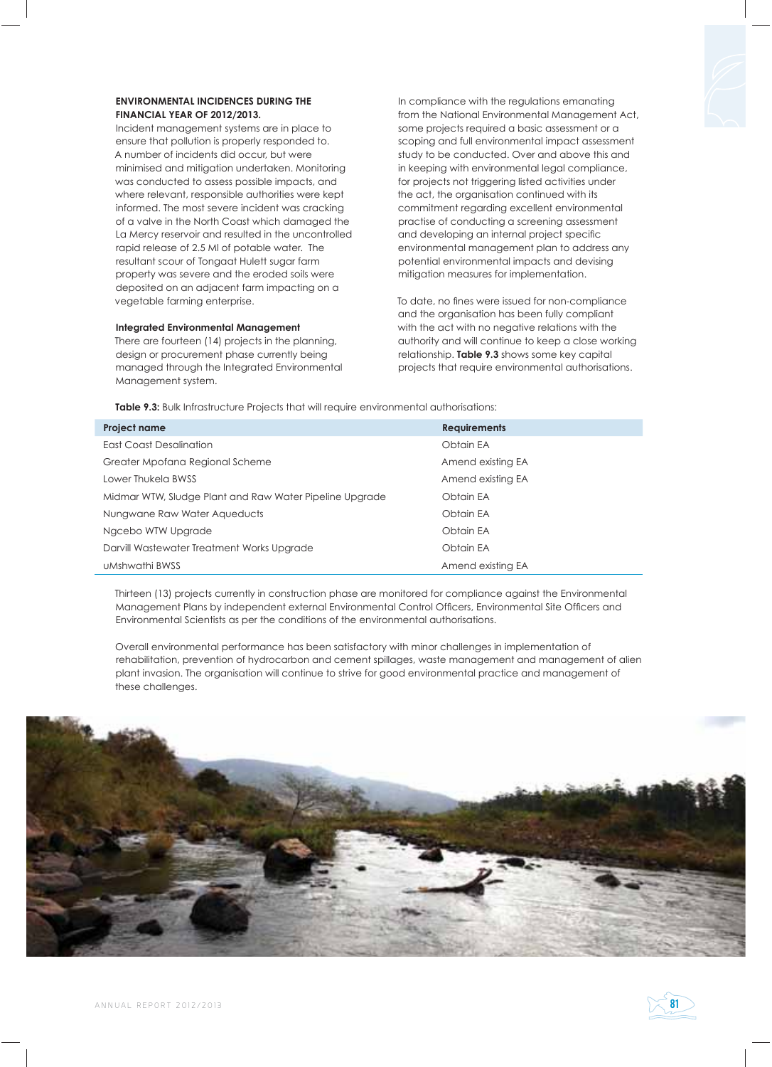### ENVIRONMENTAL INCIDENCES DURING THE FINANCIAL YEAR OF 2012/2013.

Incident management systems are in place to ensure that pollution is properly responded to. A number of incidents did occur, but were minimised and mitigation undertaken. Monitoring was conducted to assess possible impacts, and where relevant, responsible authorities were kept informed. The most severe incident was cracking of a valve in the North Coast which damaged the La Mercy reservoir and resulted in the uncontrolled rapid release of 2.5 Ml of potable water. The resultant scour of Tongaat Hulett sugar farm property was severe and the eroded soils were deposited on an adjacent farm impacting on a vegetable farming enterprise.

### Integrated Environmental Management

There are fourteen (14) projects in the planning, design or procurement phase currently being managed through the Integrated Environmental Management system.

In compliance with the regulations emanating from the National Environmental Management Act, some projects required a basic assessment or a scoping and full environmental impact assessment study to be conducted. Over and above this and in keeping with environmental legal compliance, for projects not triggering listed activities under the act, the organisation continued with its commitment regarding excellent environmental practise of conducting a screening assessment and developing an internal project specific environmental management plan to address any potential environmental impacts and devising mitigation measures for implementation.

To date, no fines were issued for non-compliance and the organisation has been fully compliant with the act with no negative relations with the authority and will continue to keep a close working relationship. **Table 9.3** shows some key capital projects that require environmental authorisations.

**Table 9.3:** Bulk Infrastructure Projects that will require environmental authorisations:

| Project name | Requirements |
|---|---|
| East Coast Desalination | Obtain EA |
| Greater Mpofana Regional Scheme | Amend existing EA |
| Lower Thukela BWSS | Amend existing EA |
| Midmar WTW, Sludge Plant and Raw Water Pipeline Upgrade | Obtain EA |
| Nungwane Raw Water Aqueducts | Obtain EA |
| Ngcebo WTW Upgrade | Obtain EA |
| Darvill Wastewater Treatment Works Upgrade | Obtain EA |
| uMshwathi BWSS | Amend existing EA |

Thirteen (13) projects currently in construction phase are monitored for compliance against the Environmental Management Plans by independent external Environmental Control Officers, Environmental Site Officers and Environmental Scientists as per the conditions of the environmental authorisations.

Overall environmental performance has been satisfactory with minor challenges in implementation of rehabilitation, prevention of hydrocarbon and cement spillages, waste management and management of alien plant invasion. The organisation will continue to strive for good environmental practice and management of these challenges.